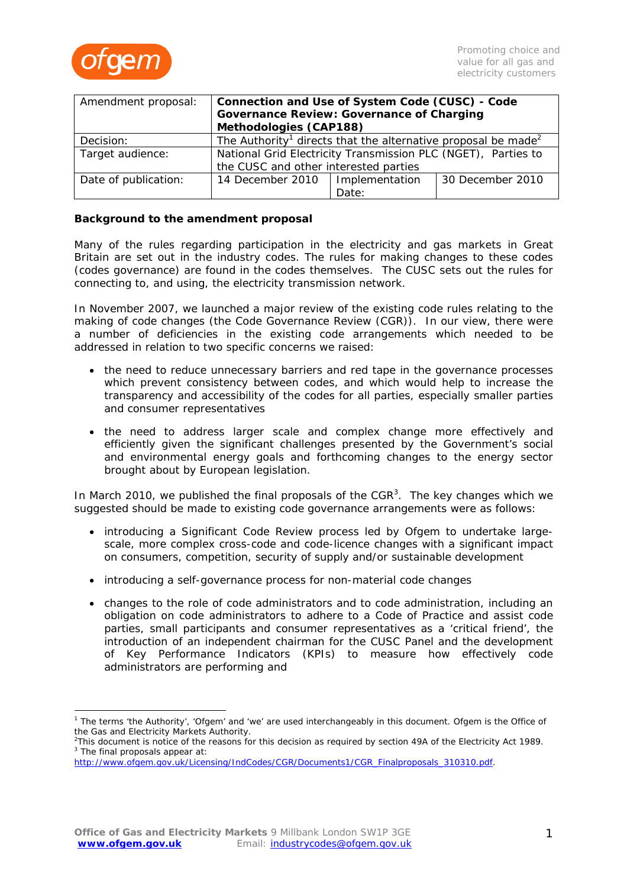Promoting choice and value for all gas and electricity customers

| | | | |
|---|---|---|---|
| Amendment proposal: | **Connection and Use of System Code (CUSC) - Code Governance Review: Governance of Charging Methodologies (CAP188)** | | |
| Decision: | The Authority[1] directs that the alternative proposal be made[2] | | |
| Target audience: | National Grid Electricity Transmission PLC (NGET), Parties to the CUSC and other interested parties | | |
| Date of publication: | 14 December 2010 | Implementation Date: | 30 December 2010 |

## Background to the amendment proposal

Many of the rules regarding participation in the electricity and gas markets in Great Britain are set out in the industry codes. The rules for making changes to these codes (codes governance) are found in the codes themselves. The CUSC sets out the rules for connecting to, and using, the electricity transmission network.

In November 2007, we launched a major review of the existing code rules relating to the making of code changes (the Code Governance Review (CGR)). In our view, there were a number of deficiencies in the existing code arrangements which needed to be addressed in relation to two specific concerns we raised:

- the need to reduce unnecessary barriers and red tape in the governance processes which prevent consistency between codes, and which would help to increase the transparency and accessibility of the codes for all parties, especially smaller parties and consumer representatives
- the need to address larger scale and complex change more effectively and efficiently given the significant challenges presented by the Government's social and environmental energy goals and forthcoming changes to the energy sector brought about by European legislation.

In March 2010, we published the final proposals of the CGR[3]. The key changes which we suggested should be made to existing code governance arrangements were as follows:

- introducing a Significant Code Review process led by Ofgem to undertake large-scale, more complex cross-code and code-licence changes with a significant impact on consumers, competition, security of supply and/or sustainable development
- introducing a self-governance process for non-material code changes
- changes to the role of code administrators and to code administration, including an obligation on code administrators to adhere to a Code of Practice and assist code parties, small participants and consumer representatives as a 'critical friend', the introduction of an independent chairman for the CUSC Panel and the development of Key Performance Indicators (KPIs) to measure how effectively code administrators are performing and

[1] The terms 'the Authority', 'Ofgem' and 'we' are used interchangeably in this document. Ofgem is the Office of the Gas and Electricity Markets Authority.
[2] This document is notice of the reasons for this decision as required by section 49A of the Electricity Act 1989.
[3] The final proposals appear at: http://www.ofgem.gov.uk/Licensing/IndCodes/CGR/Documents1/CGR_Finalproposals_310310.pdf.

**Office of Gas and Electricity Markets** 9 Millbank London SW1P 3GE
**www.ofgem.gov.uk** Email: industrycodes@ofgem.gov.uk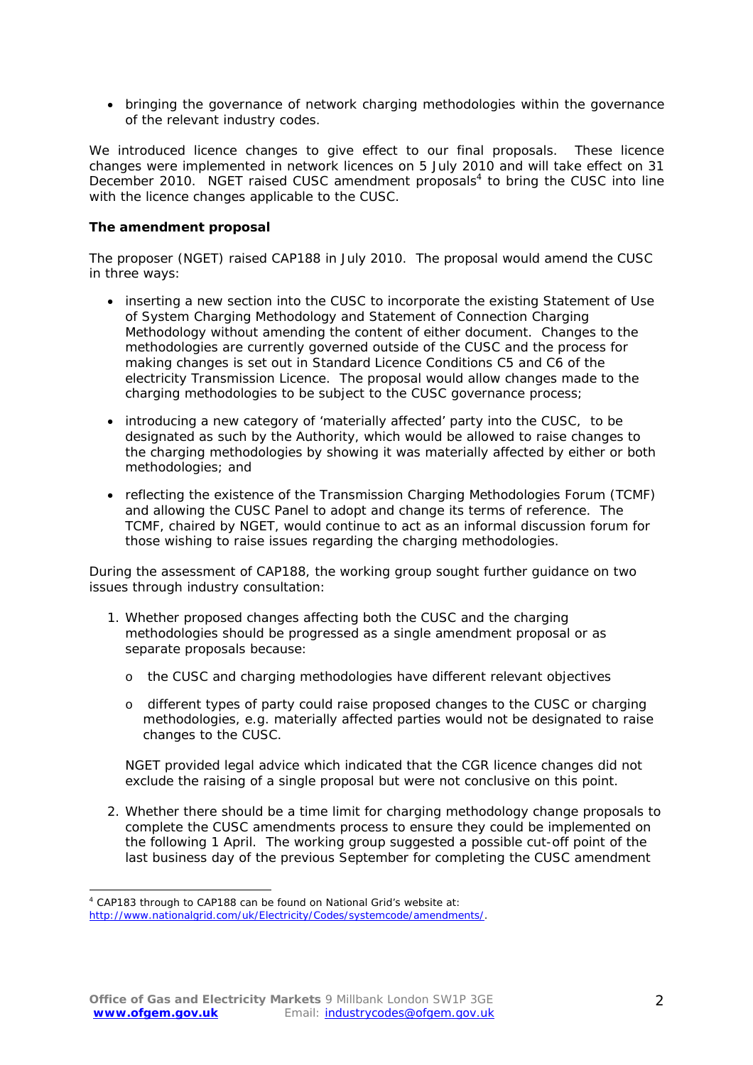- bringing the governance of network charging methodologies within the governance of the relevant industry codes.

We introduced licence changes to give effect to our final proposals. These licence changes were implemented in network licences on 5 July 2010 and will take effect on 31 December 2010. NGET raised CUSC amendment proposals[4] to bring the CUSC into line with the licence changes applicable to the CUSC.

**The amendment proposal**

The proposer (NGET) raised CAP188 in July 2010. The proposal would amend the CUSC in three ways:

- inserting a new section into the CUSC to incorporate the existing Statement of Use of System Charging Methodology and Statement of Connection Charging Methodology without amending the content of either document. Changes to the methodologies are currently governed outside of the CUSC and the process for making changes is set out in Standard Licence Conditions C5 and C6 of the electricity Transmission Licence. The proposal would allow changes made to the charging methodologies to be subject to the CUSC governance process;
- introducing a new category of 'materially affected' party into the CUSC, to be designated as such by the Authority, which would be allowed to raise changes to the charging methodologies by showing it was materially affected by either or both methodologies; and
- reflecting the existence of the Transmission Charging Methodologies Forum (TCMF) and allowing the CUSC Panel to adopt and change its terms of reference. The TCMF, chaired by NGET, would continue to act as an informal discussion forum for those wishing to raise issues regarding the charging methodologies.

During the assessment of CAP188, the working group sought further guidance on two issues through industry consultation:

1. Whether proposed changes affecting both the CUSC and the charging methodologies should be progressed as a single amendment proposal or as separate proposals because:
   - the CUSC and charging methodologies have different relevant objectives
   - different types of party could raise proposed changes to the CUSC or charging methodologies, e.g. materially affected parties would not be designated to raise changes to the CUSC.

   NGET provided legal advice which indicated that the CGR licence changes did not exclude the raising of a single proposal but were not conclusive on this point.

2. Whether there should be a time limit for charging methodology change proposals to complete the CUSC amendments process to ensure they could be implemented on the following 1 April. The working group suggested a possible cut-off point of the last business day of the previous September for completing the CUSC amendment

---

[4] CAP183 through to CAP188 can be found on National Grid's website at: http://www.nationalgrid.com/uk/Electricity/Codes/systemcode/amendments/.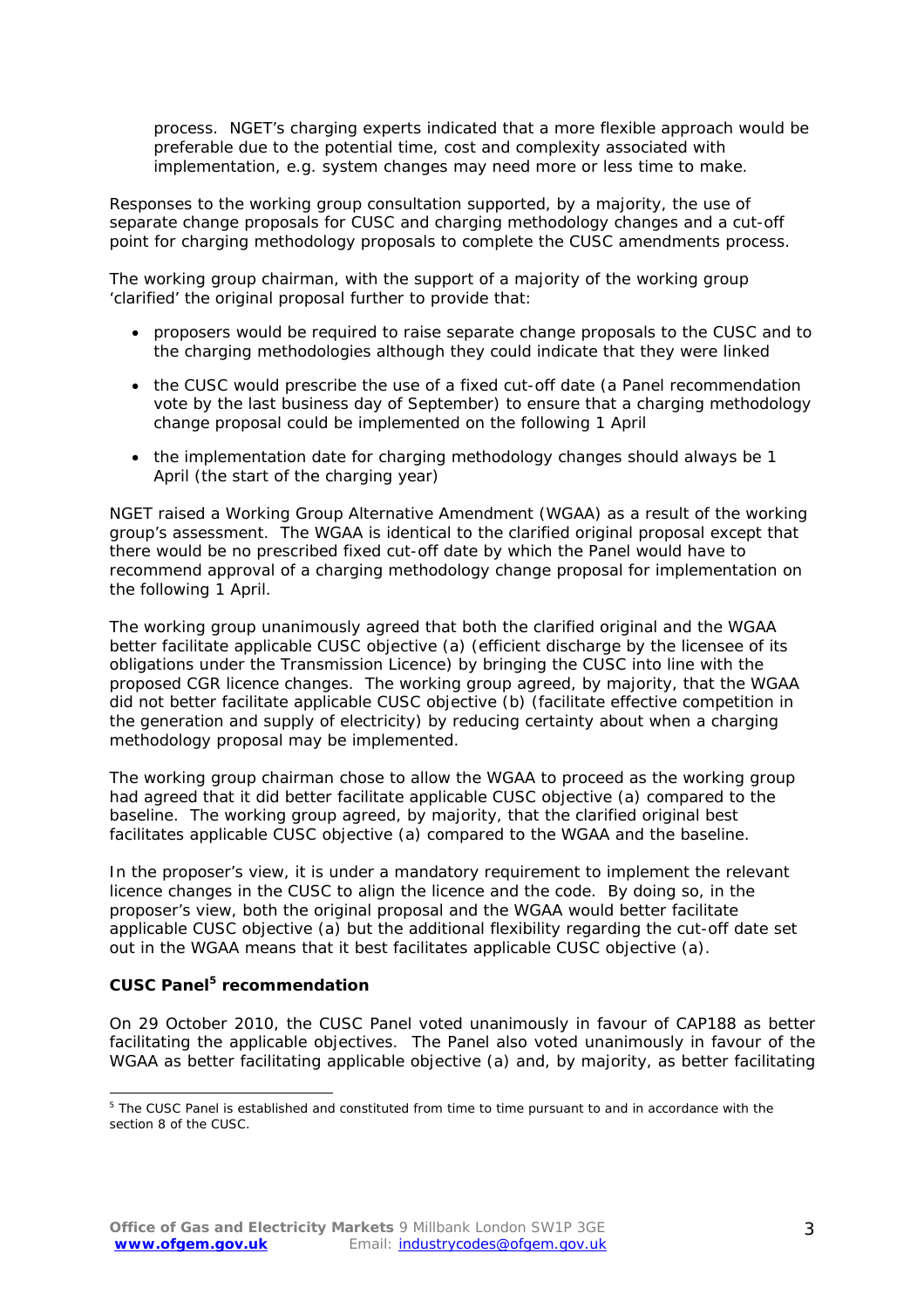process. NGET's charging experts indicated that a more flexible approach would be preferable due to the potential time, cost and complexity associated with implementation, e.g. system changes may need more or less time to make.

Responses to the working group consultation supported, by a majority, the use of separate change proposals for CUSC and charging methodology changes and a cut-off point for charging methodology proposals to complete the CUSC amendments process.

The working group chairman, with the support of a majority of the working group 'clarified' the original proposal further to provide that:

- proposers would be required to raise separate change proposals to the CUSC and to the charging methodologies although they could indicate that they were linked
- the CUSC would prescribe the use of a fixed cut-off date (a Panel recommendation vote by the last business day of September) to ensure that a charging methodology change proposal could be implemented on the following 1 April
- the implementation date for charging methodology changes should always be 1 April (the start of the charging year)

NGET raised a Working Group Alternative Amendment (WGAA) as a result of the working group's assessment. The WGAA is identical to the clarified original proposal except that there would be no prescribed fixed cut-off date by which the Panel would have to recommend approval of a charging methodology change proposal for implementation on the following 1 April.

The working group unanimously agreed that both the clarified original and the WGAA better facilitate applicable CUSC objective (a) (efficient discharge by the licensee of its obligations under the Transmission Licence) by bringing the CUSC into line with the proposed CGR licence changes. The working group agreed, by majority, that the WGAA did not better facilitate applicable CUSC objective (b) (facilitate effective competition in the generation and supply of electricity) by reducing certainty about when a charging methodology proposal may be implemented.

The working group chairman chose to allow the WGAA to proceed as the working group had agreed that it did better facilitate applicable CUSC objective (a) compared to the baseline. The working group agreed, by majority, that the clarified original best facilitates applicable CUSC objective (a) compared to the WGAA and the baseline.

In the proposer's view, it is under a mandatory requirement to implement the relevant licence changes in the CUSC to align the licence and the code. By doing so, in the proposer's view, both the original proposal and the WGAA would better facilitate applicable CUSC objective (a) but the additional flexibility regarding the cut-off date set out in the WGAA means that it best facilitates applicable CUSC objective (a).

**CUSC Panel[5] recommendation**

On 29 October 2010, the CUSC Panel voted unanimously in favour of CAP188 as better facilitating the applicable objectives. The Panel also voted unanimously in favour of the WGAA as better facilitating applicable objective (a) and, by majority, as better facilitating

[5] The CUSC Panel is established and constituted from time to time pursuant to and in accordance with the section 8 of the CUSC.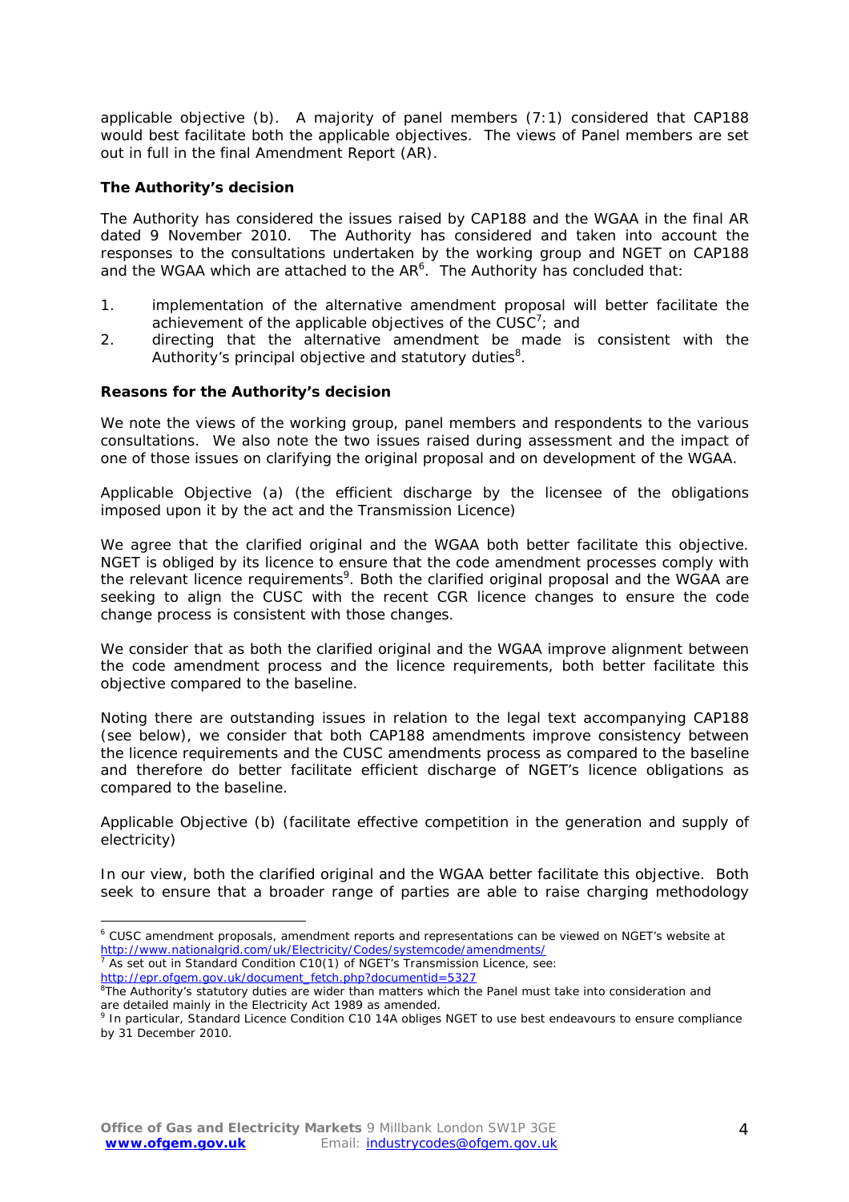applicable objective (b). A majority of panel members (7:1) considered that CAP188 would best facilitate both the applicable objectives. The views of Panel members are set out in full in the final Amendment Report (AR).

**The Authority's decision**

The Authority has considered the issues raised by CAP188 and the WGAA in the final AR dated 9 November 2010. The Authority has considered and taken into account the responses to the consultations undertaken by the working group and NGET on CAP188 and the WGAA which are attached to the AR[6]. The Authority has concluded that:

1. implementation of the alternative amendment proposal will better facilitate the achievement of the applicable objectives of the CUSC[7]; and
2. directing that the alternative amendment be made is consistent with the Authority's principal objective and statutory duties[8].

**Reasons for the Authority's decision**

We note the views of the working group, panel members and respondents to the various consultations. We also note the two issues raised during assessment and the impact of one of those issues on clarifying the original proposal and on development of the WGAA.

*Applicable Objective (a) (the efficient discharge by the licensee of the obligations imposed upon it by the act and the Transmission Licence)*

We agree that the clarified original and the WGAA both better facilitate this objective. NGET is obliged by its licence to ensure that the code amendment processes comply with the relevant licence requirements[9]. Both the clarified original proposal and the WGAA are seeking to align the CUSC with the recent CGR licence changes to ensure the code change process is consistent with those changes.

We consider that as both the clarified original and the WGAA improve alignment between the code amendment process and the licence requirements, both better facilitate this objective compared to the baseline.

Noting there are outstanding issues in relation to the legal text accompanying CAP188 (see below), we consider that both CAP188 amendments improve consistency between the licence requirements and the CUSC amendments process as compared to the baseline and therefore do better facilitate efficient discharge of NGET's licence obligations as compared to the baseline.

*Applicable Objective (b) (facilitate effective competition in the generation and supply of electricity)*

In our view, both the clarified original and the WGAA better facilitate this objective. Both seek to ensure that a broader range of parties are able to raise charging methodology

---

[6] CUSC amendment proposals, amendment reports and representations can be viewed on NGET's website at http://www.nationalgrid.com/uk/Electricity/Codes/systemcode/amendments/

[7] As set out in Standard Condition C10(1) of NGET's Transmission Licence, see: http://epr.ofgem.gov.uk/document_fetch.php?documentid=5327

[8] The Authority's statutory duties are wider than matters which the Panel must take into consideration and are detailed mainly in the Electricity Act 1989 as amended.

[9] In particular, Standard Licence Condition C10 14A obliges NGET to use best endeavours to ensure compliance by 31 December 2010.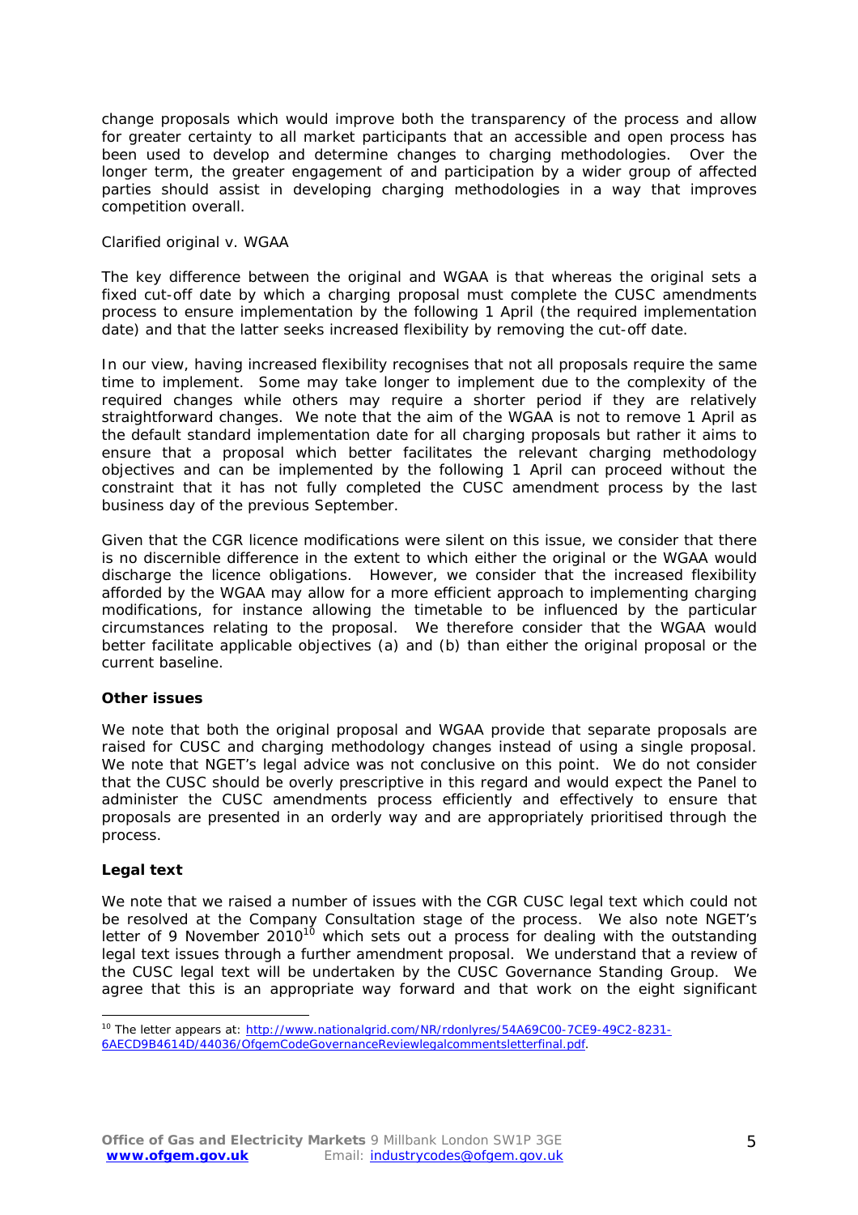change proposals which would improve both the transparency of the process and allow for greater certainty to all market participants that an accessible and open process has been used to develop and determine changes to charging methodologies. Over the longer term, the greater engagement of and participation by a wider group of affected parties should assist in developing charging methodologies in a way that improves competition overall.

Clarified original v. WGAA

The key difference between the original and WGAA is that whereas the original sets a fixed cut-off date by which a charging proposal must complete the CUSC amendments process to ensure implementation by the following 1 April (the required implementation date) and that the latter seeks increased flexibility by removing the cut-off date.

In our view, having increased flexibility recognises that not all proposals require the same time to implement. Some may take longer to implement due to the complexity of the required changes while others may require a shorter period if they are relatively straightforward changes. We note that the aim of the WGAA is not to remove 1 April as the default standard implementation date for all charging proposals but rather it aims to ensure that a proposal which better facilitates the relevant charging methodology objectives and can be implemented by the following 1 April can proceed without the constraint that it has not fully completed the CUSC amendment process by the last business day of the previous September.

Given that the CGR licence modifications were silent on this issue, we consider that there is no discernible difference in the extent to which either the original or the WGAA would discharge the licence obligations. However, we consider that the increased flexibility afforded by the WGAA may allow for a more efficient approach to implementing charging modifications, for instance allowing the timetable to be influenced by the particular circumstances relating to the proposal. We therefore consider that the WGAA would better facilitate applicable objectives (a) and (b) than either the original proposal or the current baseline.

**Other issues**

We note that both the original proposal and WGAA provide that separate proposals are raised for CUSC and charging methodology changes instead of using a single proposal. We note that NGET's legal advice was not conclusive on this point. We do not consider that the CUSC should be overly prescriptive in this regard and would expect the Panel to administer the CUSC amendments process efficiently and effectively to ensure that proposals are presented in an orderly way and are appropriately prioritised through the process.

**Legal text**

We note that we raised a number of issues with the CGR CUSC legal text which could not be resolved at the Company Consultation stage of the process. We also note NGET's letter of 9 November 2010[10] which sets out a process for dealing with the outstanding legal text issues through a further amendment proposal. We understand that a review of the CUSC legal text will be undertaken by the CUSC Governance Standing Group. We agree that this is an appropriate way forward and that work on the eight significant

[10] The letter appears at: http://www.nationalgrid.com/NR/rdonlyres/54A69C00-7CE9-49C2-8231-6AECD9B4614D/44036/OfgemCodeGovernanceReviewlegalcommentsletterfinal.pdf.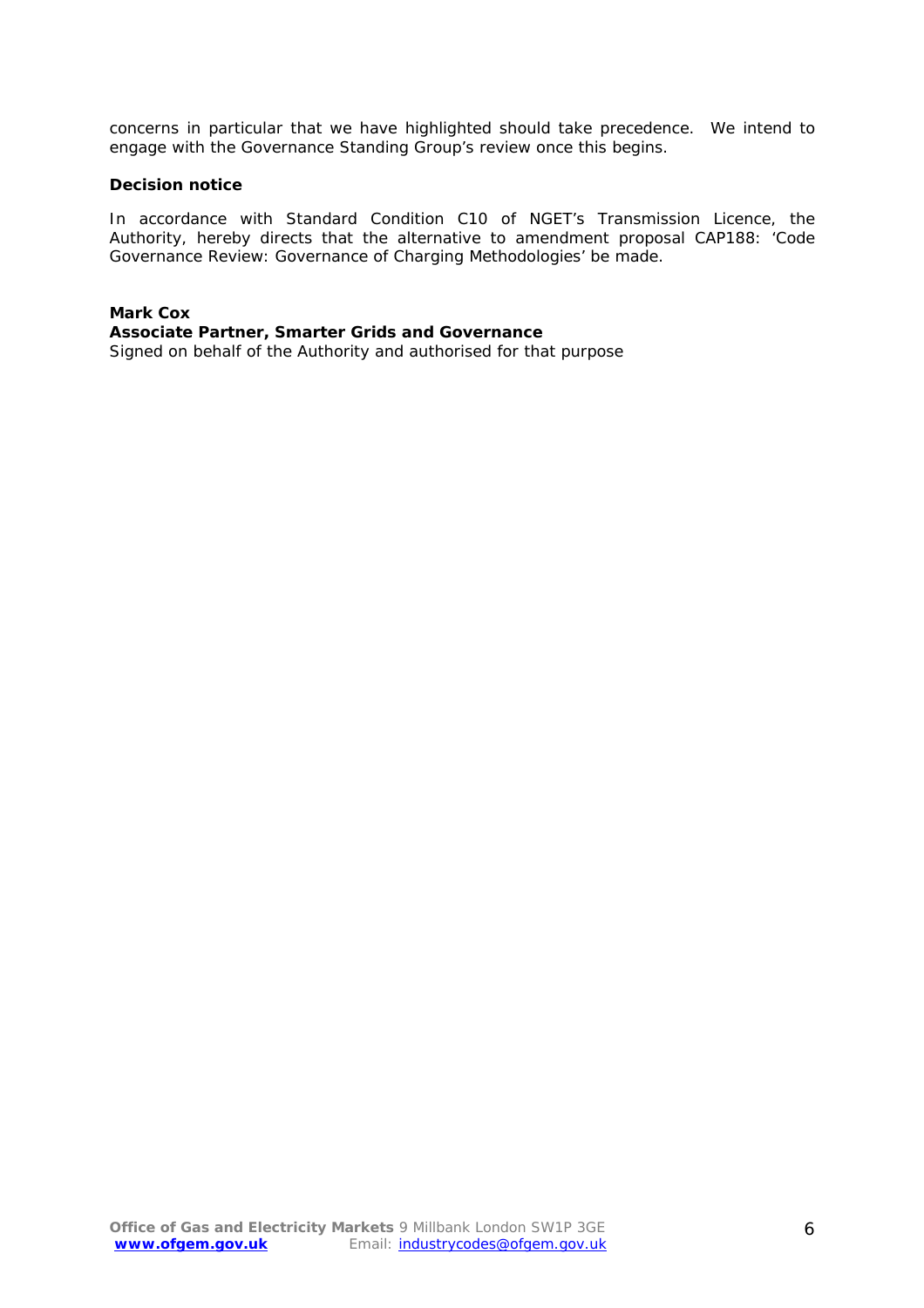concerns in particular that we have highlighted should take precedence. We intend to engage with the Governance Standing Group's review once this begins.

**Decision notice**

In accordance with Standard Condition C10 of NGET's Transmission Licence, the Authority, hereby directs that the alternative to amendment proposal CAP188: 'Code Governance Review: Governance of Charging Methodologies' be made.

**Mark Cox**
**Associate Partner, Smarter Grids and Governance**
Signed on behalf of the Authority and authorised for that purpose